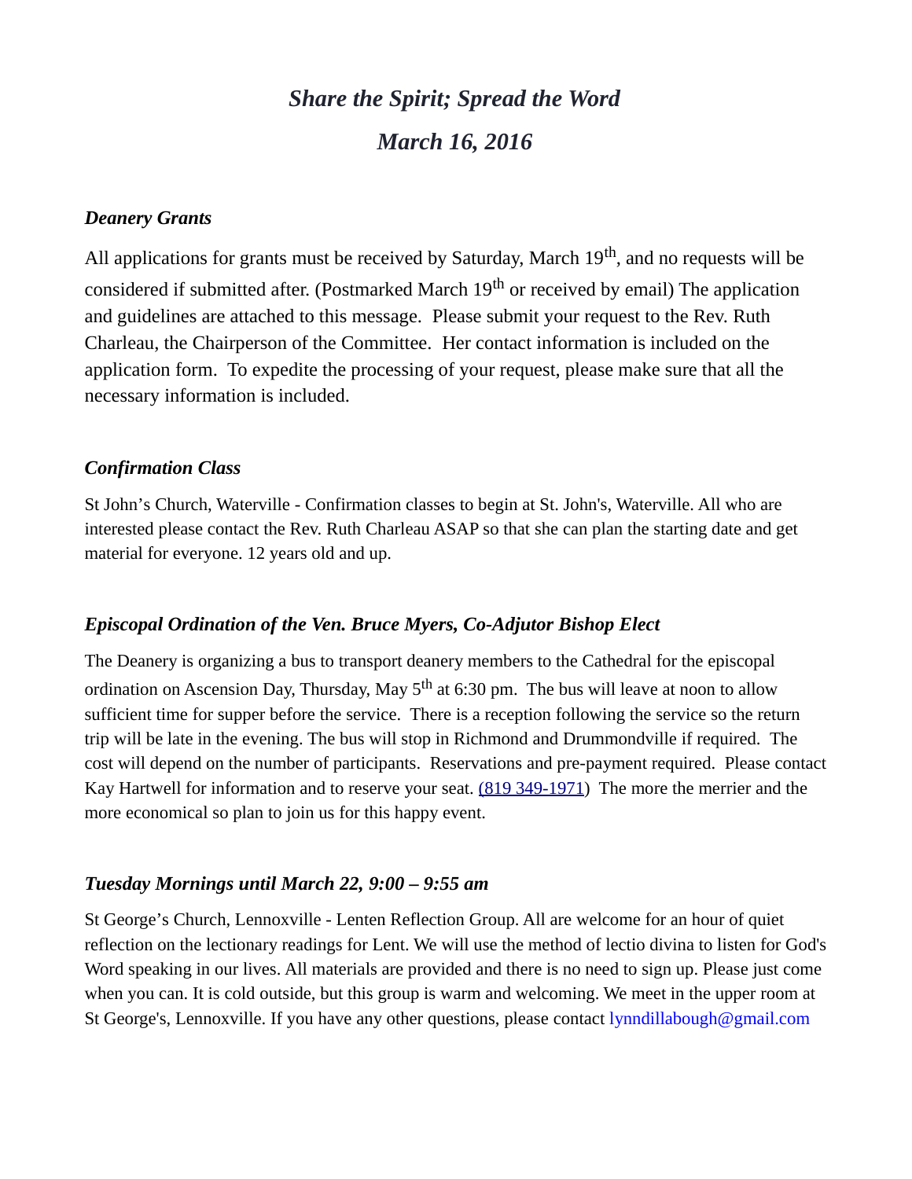# *Share the Spirit; Spread the Word*

# *March 16, 2016*

### *Deanery Grants*

All applications for grants must be received by Saturday, March 19th, and no requests will be considered if submitted after. (Postmarked March 19th or received by email) The application and guidelines are attached to this message. Please submit your request to the Rev. Ruth Charleau, the Chairperson of the Committee. Her contact information is included on the application form. To expedite the processing of your request, please make sure that all the necessary information is included.

### *Confirmation Class*

St John's Church, Waterville - Confirmation classes to begin at St. John's, Waterville. All who are interested please contact the Rev. Ruth Charleau ASAP so that she can plan the starting date and get material for everyone. 12 years old and up.

### *Episcopal Ordination of the Ven. Bruce Myers, Co-Adjutor Bishop Elect*

The Deanery is organizing a bus to transport deanery members to the Cathedral for the episcopal ordination on Ascension Day, Thursday, May 5th at 6:30 pm. The bus will leave at noon to allow sufficient time for supper before the service. There is a reception following the service so the return trip will be late in the evening. The bus will stop in Richmond and Drummondville if required. The cost will depend on the number of participants. Reservations and pre-payment required. Please contact Kay Hartwell for information and to reserve your seat. (819 349-1971) The more the merrier and the more economical so plan to join us for this happy event.

### *Tuesday Mornings until March 22, 9:00 – 9:55 am*

St George's Church, Lennoxville - Lenten Reflection Group. All are welcome for an hour of quiet reflection on the lectionary readings for Lent. We will use the method of lectio divina to listen for God's Word speaking in our lives. All materials are provided and there is no need to sign up. Please just come when you can. It is cold outside, but this group is warm and welcoming. We meet in the upper room at St George's, Lennoxville. If you have any other questions, please contact lynndillabough@gmail.com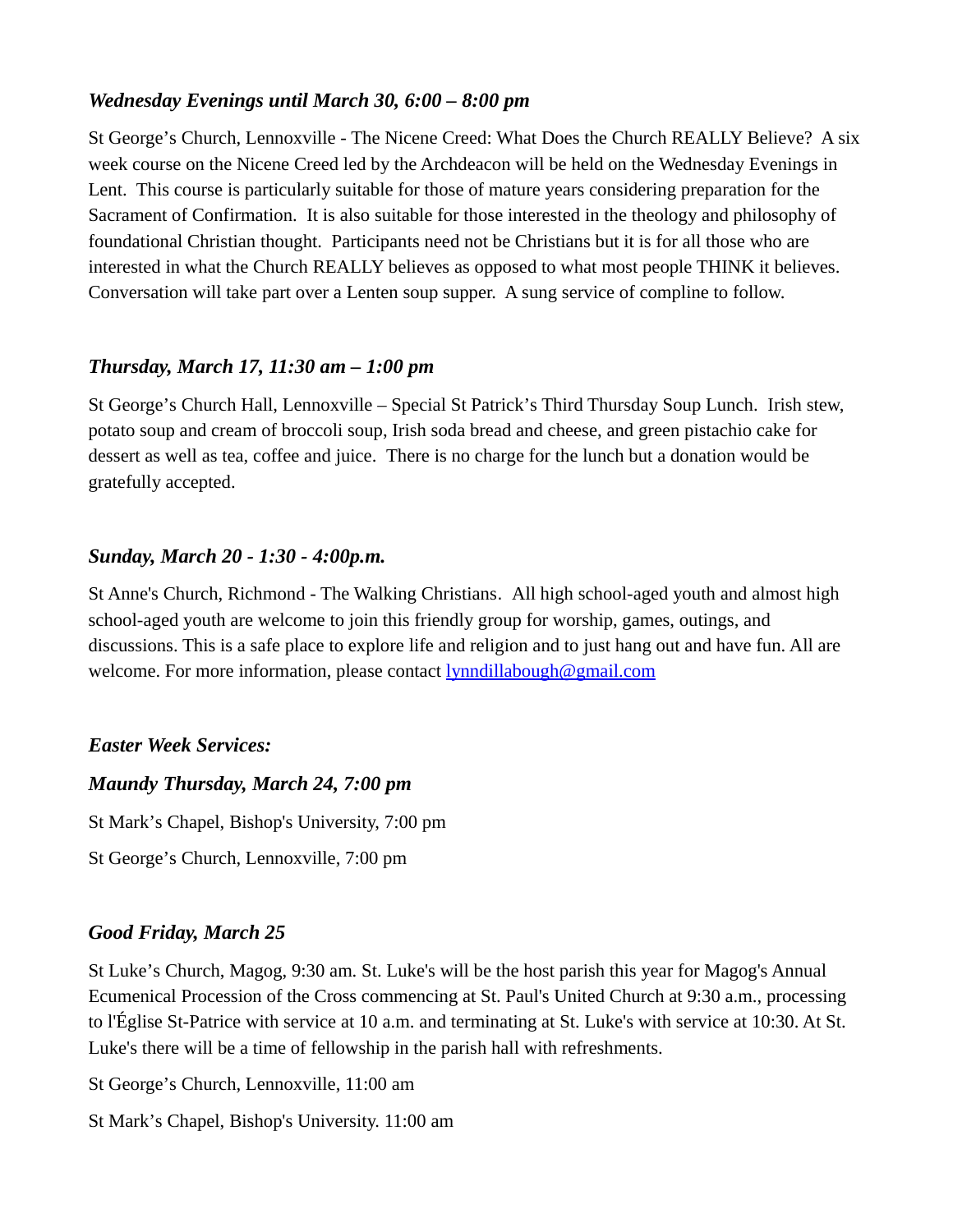*Wednesday Evenings until March 30, 6:00 – 8:00 pm*

St George's Church, Lennoxville - The Nicene Creed: What Does the Church REALLY Believe? A six week course on the Nicene Creed led by the Archdeacon will be held on the Wednesday Evenings in Lent. This course is particularly suitable for those of mature years considering preparation for the Sacrament of Confirmation. It is also suitable for those interested in the theology and philosophy of foundational Christian thought. Participants need not be Christians but it is for all those who are interested in what the Church REALLY believes as opposed to what most people THINK it believes. Conversation will take part over a Lenten soup supper. A sung service of compline to follow.

*Thursday, March 17, 11:30 am – 1:00 pm*

St George's Church Hall, Lennoxville – Special St Patrick's Third Thursday Soup Lunch. Irish stew, potato soup and cream of broccoli soup, Irish soda bread and cheese, and green pistachio cake for dessert as well as tea, coffee and juice. There is no charge for the lunch but a donation would be gratefully accepted.

*Sunday, March 20 - 1:30 - 4:00p.m.*

St Anne's Church, Richmond - The Walking Christians. All high school-aged youth and almost high school-aged youth are welcome to join this friendly group for worship, games, outings, and discussions. This is a safe place to explore life and religion and to just hang out and have fun. All are welcome. For more information, please contact lynndillabough@gmail.com

*Easter Week Services:*

*Maundy Thursday, March 24, 7:00 pm*

St Mark's Chapel, Bishop's University, 7:00 pm

St George's Church, Lennoxville, 7:00 pm

*Good Friday, March 25*

St Luke's Church, Magog, 9:30 am. St. Luke's will be the host parish this year for Magog's Annual Ecumenical Procession of the Cross commencing at St. Paul's United Church at 9:30 a.m., processing to l'Église St-Patrice with service at 10 a.m. and terminating at St. Luke's with service at 10:30. At St. Luke's there will be a time of fellowship in the parish hall with refreshments.

St George's Church, Lennoxville, 11:00 am

St Mark's Chapel, Bishop's University. 11:00 am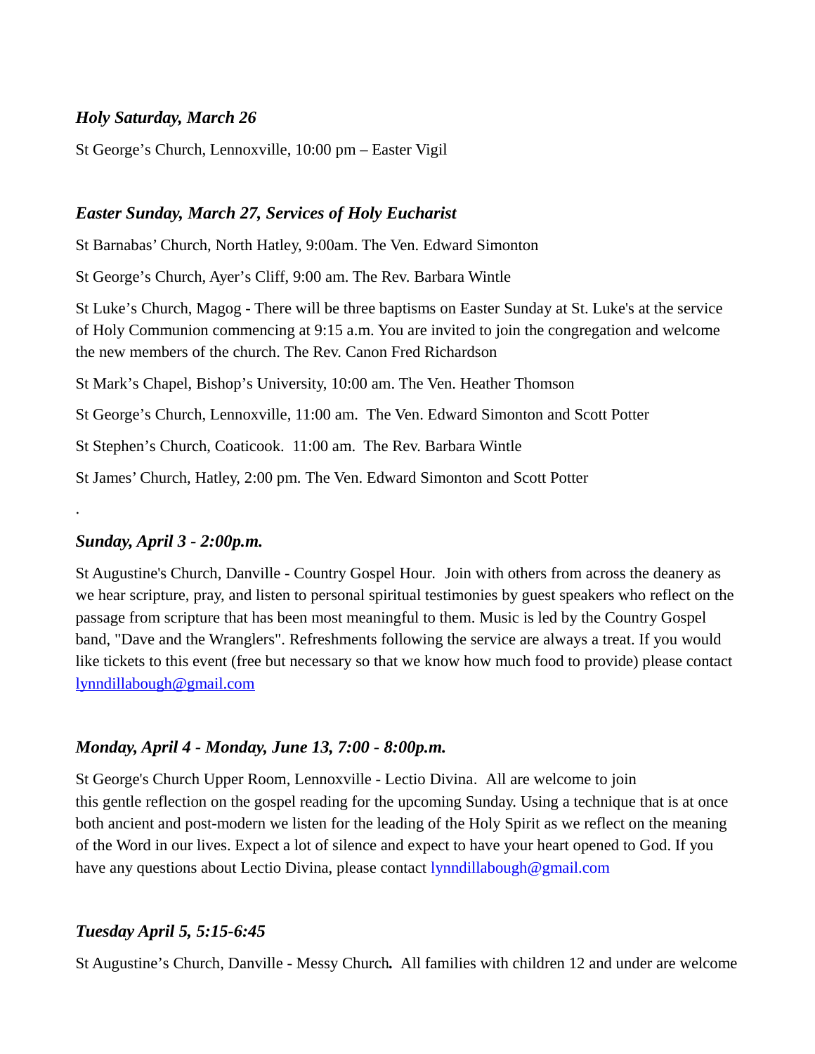### *Holy Saturday, March 26*

St George's Church, Lennoxville, 10:00 pm – Easter Vigil

### *Easter Sunday, March 27, Services of Holy Eucharist*

St Barnabas' Church, North Hatley, 9:00am. The Ven. Edward Simonton

St George's Church, Ayer's Cliff, 9:00 am. The Rev. Barbara Wintle

St Luke's Church, Magog - There will be three baptisms on Easter Sunday at St. Luke's at the service of Holy Communion commencing at 9:15 a.m. You are invited to join the congregation and welcome the new members of the church. The Rev. Canon Fred Richardson

St Mark's Chapel, Bishop's University, 10:00 am. The Ven. Heather Thomson

St George's Church, Lennoxville, 11:00 am. The Ven. Edward Simonton and Scott Potter

St Stephen's Church, Coaticook. 11:00 am. The Rev. Barbara Wintle

St James' Church, Hatley, 2:00 pm. The Ven. Edward Simonton and Scott Potter

.

### *Sunday, April 3 - 2:00p.m.*

St Augustine's Church, Danville - Country Gospel Hour. Join with others from across the deanery as we hear scripture, pray, and listen to personal spiritual testimonies by guest speakers who reflect on the passage from scripture that has been most meaningful to them. Music is led by the Country Gospel band, "Dave and the Wranglers". Refreshments following the service are always a treat. If you would like tickets to this event (free but necessary so that we know how much food to provide) please contact lynndillabough@gmail.com

### *Monday, April 4 - Monday, June 13, 7:00 - 8:00p.m.*

St George's Church Upper Room, Lennoxville - Lectio Divina. All are welcome to join this gentle reflection on the gospel reading for the upcoming Sunday. Using a technique that is at once both ancient and post-modern we listen for the leading of the Holy Spirit as we reflect on the meaning of the Word in our lives. Expect a lot of silence and expect to have your heart opened to God. If you have any questions about Lectio Divina, please contact lynndillabough@gmail.com

### *Tuesday April 5, 5:15-6:45*

St Augustine's Church, Danville - Messy Church**.** All families with children 12 and under are welcome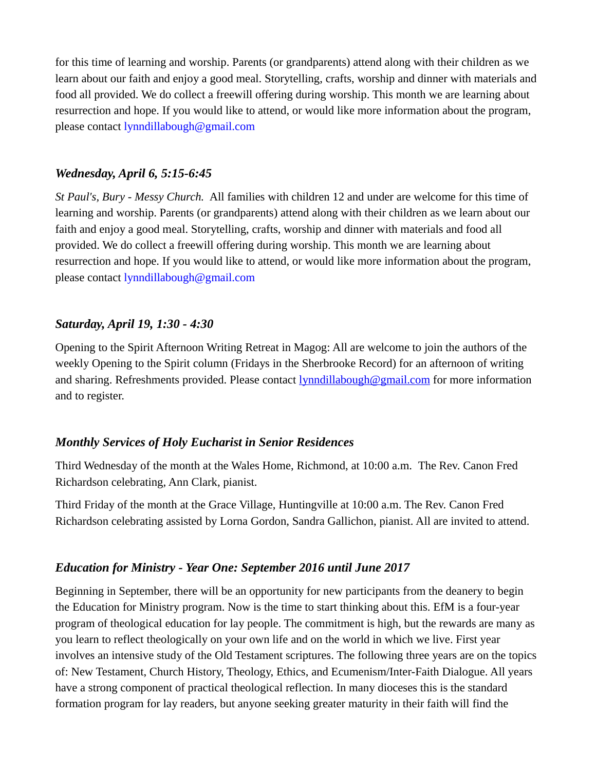for this time of learning and worship. Parents (or grandparents) attend along with their children as we learn about our faith and enjoy a good meal. Storytelling, crafts, worship and dinner with materials and food all provided. We do collect a freewill offering during worship. This month we are learning about resurrection and hope. If you would like to attend, or would like more information about the program, please contact lynndillabough@gmail.com

### *Wednesday, April 6, 5:15-6:45*

*St Paul's, Bury - Messy Church.* All families with children 12 and under are welcome for this time of learning and worship. Parents (or grandparents) attend along with their children as we learn about our faith and enjoy a good meal. Storytelling, crafts, worship and dinner with materials and food all provided. We do collect a freewill offering during worship. This month we are learning about resurrection and hope. If you would like to attend, or would like more information about the program, please contact lynndillabough@gmail.com

### *Saturday, April 19, 1:30 - 4:30*

Opening to the Spirit Afternoon Writing Retreat in Magog: All are welcome to join the authors of the weekly Opening to the Spirit column (Fridays in the Sherbrooke Record) for an afternoon of writing and sharing. Refreshments provided. Please contact lynndillabough@gmail.com for more information and to register.

### *Monthly Services of Holy Eucharist in Senior Residences*

Third Wednesday of the month at the Wales Home, Richmond, at 10:00 a.m. The Rev. Canon Fred Richardson celebrating, Ann Clark, pianist.

Third Friday of the month at the Grace Village, Huntingville at 10:00 a.m. The Rev. Canon Fred Richardson celebrating assisted by Lorna Gordon, Sandra Gallichon, pianist. All are invited to attend.

### *Education for Ministry - Year One: September 2016 until June 2017*

Beginning in September, there will be an opportunity for new participants from the deanery to begin the Education for Ministry program. Now is the time to start thinking about this. EfM is a four-year program of theological education for lay people. The commitment is high, but the rewards are many as you learn to reflect theologically on your own life and on the world in which we live. First year involves an intensive study of the Old Testament scriptures. The following three years are on the topics of: New Testament, Church History, Theology, Ethics, and Ecumenism/Inter-Faith Dialogue. All years have a strong component of practical theological reflection. In many dioceses this is the standard formation program for lay readers, but anyone seeking greater maturity in their faith will find the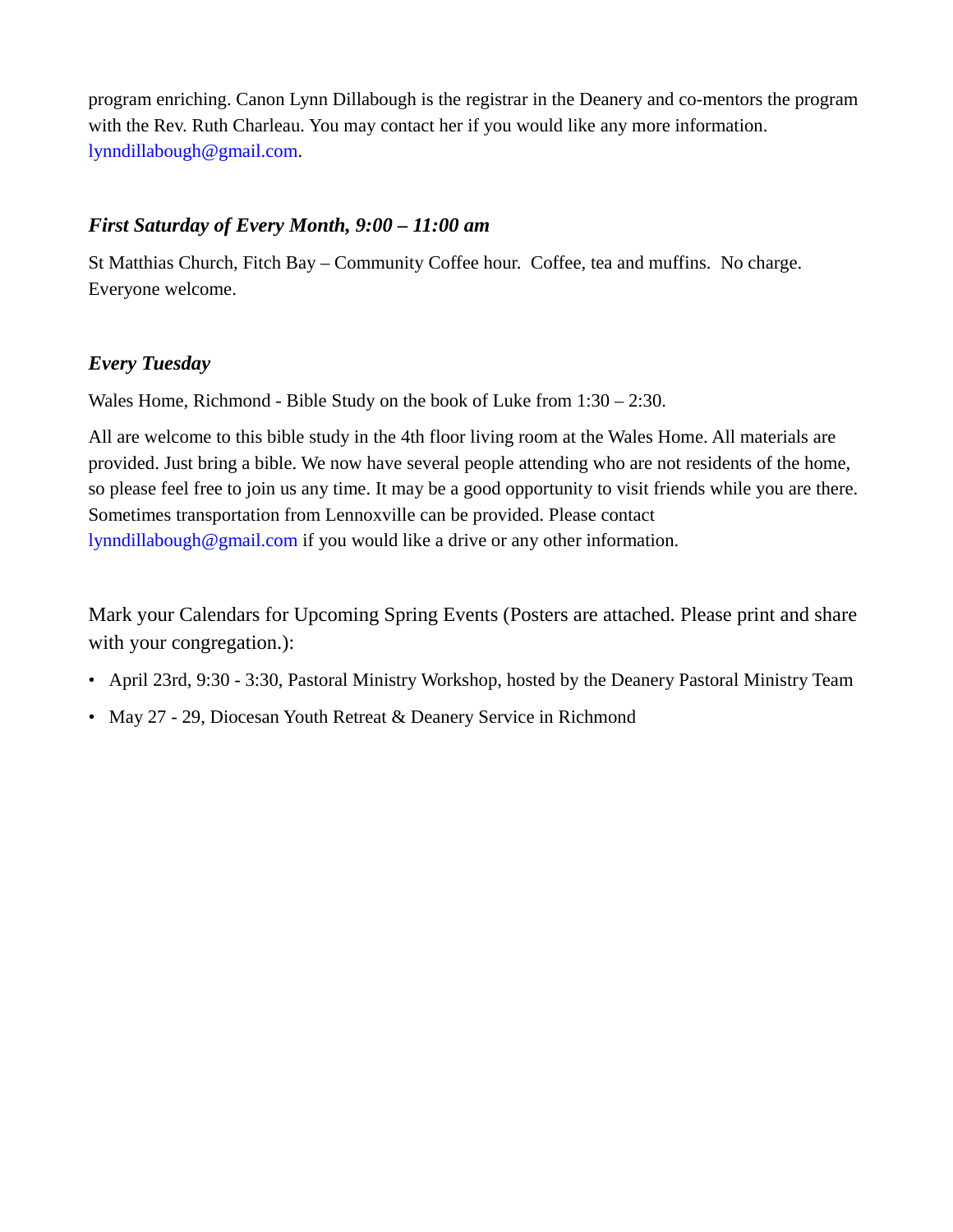program enriching. Canon Lynn Dillabough is the registrar in the Deanery and co-mentors the program with the Rev. Ruth Charleau. You may contact her if you would like any more information. lynndillabough@gmail.com.

***First Saturday of Every Month, 9:00 – 11:00 am***

St Matthias Church, Fitch Bay – Community Coffee hour. Coffee, tea and muffins. No charge. Everyone welcome.

***Every Tuesday***

Wales Home, Richmond - Bible Study on the book of Luke from 1:30 – 2:30.

All are welcome to this bible study in the 4th floor living room at the Wales Home. All materials are provided. Just bring a bible. We now have several people attending who are not residents of the home, so please feel free to join us any time. It may be a good opportunity to visit friends while you are there. Sometimes transportation from Lennoxville can be provided. Please contact lynndillabough@gmail.com if you would like a drive or any other information.

Mark your Calendars for Upcoming Spring Events (Posters are attached. Please print and share with your congregation.):

- April 23rd, 9:30 - 3:30, Pastoral Ministry Workshop, hosted by the Deanery Pastoral Ministry Team
- May 27 - 29, Diocesan Youth Retreat & Deanery Service in Richmond